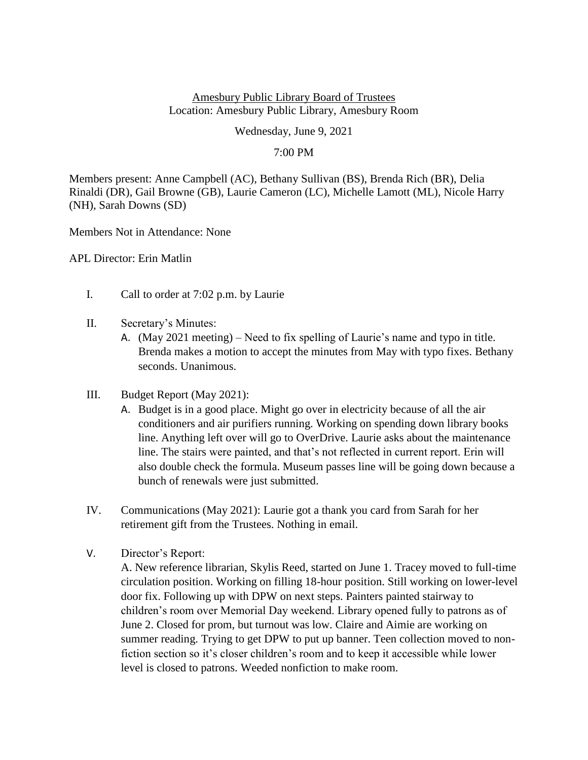Amesbury Public Library Board of Trustees
Location: Amesbury Public Library, Amesbury Room

Wednesday, June 9, 2021

7:00 PM

Members present: Anne Campbell (AC), Bethany Sullivan (BS), Brenda Rich (BR), Delia Rinaldi (DR), Gail Browne (GB), Laurie Cameron (LC), Michelle Lamott (ML), Nicole Harry (NH), Sarah Downs (SD)

Members Not in Attendance: None

APL Director: Erin Matlin

I. Call to order at 7:02 p.m. by Laurie

II. Secretary's Minutes:
   A. (May 2021 meeting) – Need to fix spelling of Laurie's name and typo in title. Brenda makes a motion to accept the minutes from May with typo fixes. Bethany seconds. Unanimous.

III. Budget Report (May 2021):
   A. Budget is in a good place. Might go over in electricity because of all the air conditioners and air purifiers running. Working on spending down library books line. Anything left over will go to OverDrive. Laurie asks about the maintenance line. The stairs were painted, and that's not reflected in current report. Erin will also double check the formula. Museum passes line will be going down because a bunch of renewals were just submitted.

IV. Communications (May 2021): Laurie got a thank you card from Sarah for her retirement gift from the Trustees. Nothing in email.

V. Director's Report:
   A. New reference librarian, Skylis Reed, started on June 1. Tracey moved to full-time circulation position. Working on filling 18-hour position. Still working on lower-level door fix. Following up with DPW on next steps. Painters painted stairway to children's room over Memorial Day weekend. Library opened fully to patrons as of June 2. Closed for prom, but turnout was low. Claire and Aimie are working on summer reading. Trying to get DPW to put up banner. Teen collection moved to non-fiction section so it's closer children's room and to keep it accessible while lower level is closed to patrons. Weeded nonfiction to make room.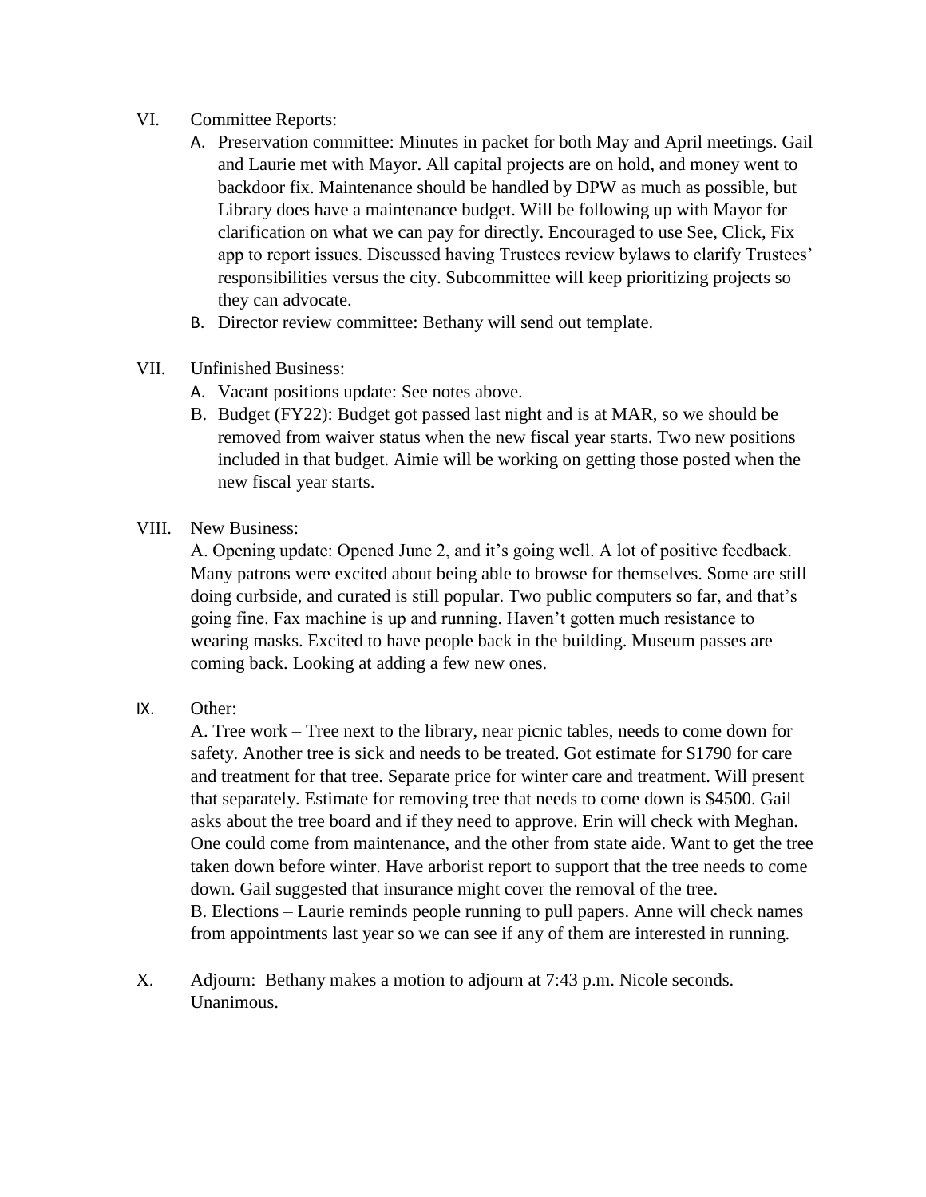VI. Committee Reports:

A. Preservation committee: Minutes in packet for both May and April meetings. Gail and Laurie met with Mayor. All capital projects are on hold, and money went to backdoor fix. Maintenance should be handled by DPW as much as possible, but Library does have a maintenance budget. Will be following up with Mayor for clarification on what we can pay for directly. Encouraged to use See, Click, Fix app to report issues. Discussed having Trustees review bylaws to clarify Trustees' responsibilities versus the city. Subcommittee will keep prioritizing projects so they can advocate.

B. Director review committee: Bethany will send out template.

VII. Unfinished Business:

A. Vacant positions update: See notes above.

B. Budget (FY22): Budget got passed last night and is at MAR, so we should be removed from waiver status when the new fiscal year starts. Two new positions included in that budget. Aimie will be working on getting those posted when the new fiscal year starts.

VIII. New Business:

A. Opening update: Opened June 2, and it's going well. A lot of positive feedback. Many patrons were excited about being able to browse for themselves. Some are still doing curbside, and curated is still popular. Two public computers so far, and that's going fine. Fax machine is up and running. Haven't gotten much resistance to wearing masks. Excited to have people back in the building. Museum passes are coming back. Looking at adding a few new ones.

IX. Other:

A. Tree work – Tree next to the library, near picnic tables, needs to come down for safety. Another tree is sick and needs to be treated. Got estimate for $1790 for care and treatment for that tree. Separate price for winter care and treatment. Will present that separately. Estimate for removing tree that needs to come down is $4500. Gail asks about the tree board and if they need to approve. Erin will check with Meghan. One could come from maintenance, and the other from state aide. Want to get the tree taken down before winter. Have arborist report to support that the tree needs to come down. Gail suggested that insurance might cover the removal of the tree.

B. Elections – Laurie reminds people running to pull papers. Anne will check names from appointments last year so we can see if any of them are interested in running.

X. Adjourn: Bethany makes a motion to adjourn at 7:43 p.m. Nicole seconds. Unanimous.